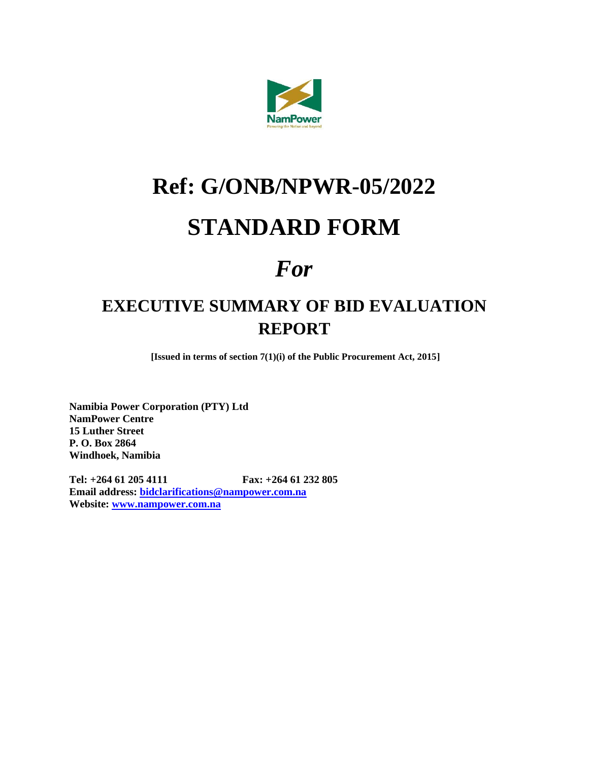NamPower

Powering the Nation and beyond

# Ref: G/ONB/NPWR-05/2022

# STANDARD FORM

# *For*

## EXECUTIVE SUMMARY OF BID EVALUATION REPORT

**[Issued in terms of section 7(1)(i) of the Public Procurement Act, 2015]**

**Namibia Power Corporation (PTY) Ltd**
**NamPower Centre**
**15 Luther Street**
**P. O. Box 2864**
**Windhoek, Namibia**

**Tel: +264 61 205 4111** **Fax: +264 61 232 805**
**Email address: bidclarifications@nampower.com.na**
**Website: www.nampower.com.na**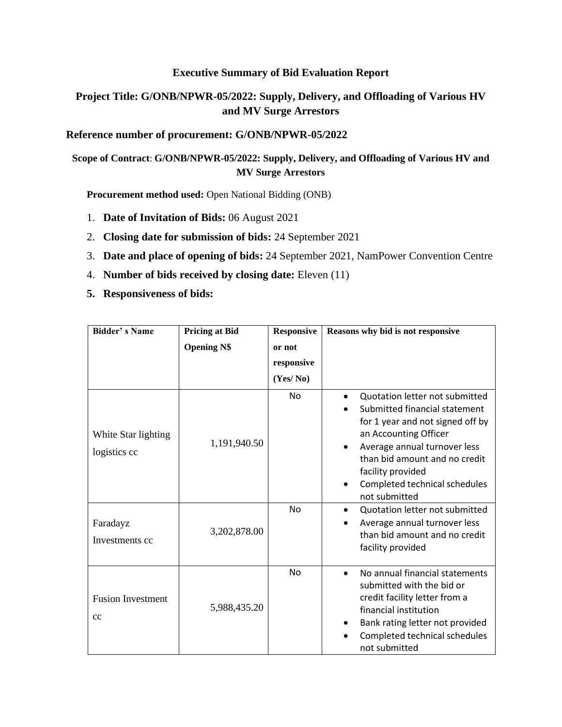### Executive Summary of Bid Evaluation Report

### Project Title: G/ONB/NPWR-05/2022: Supply, Delivery, and Offloading of Various HV and MV Surge Arrestors

**Reference number of procurement: G/ONB/NPWR-05/2022**

**Scope of Contract**: **G/ONB/NPWR-05/2022: Supply, Delivery, and Offloading of Various HV and MV Surge Arrestors**

**Procurement method used:** Open National Bidding (ONB)

1. **Date of Invitation of Bids:** 06 August 2021
2. **Closing date for submission of bids:** 24 September 2021
3. **Date and place of opening of bids:** 24 September 2021, NamPower Convention Centre
4. **Number of bids received by closing date:** Eleven (11)
5. **Responsiveness of bids:**

| Bidder' s Name | Pricing at Bid Opening N$ | Responsive or not responsive (Yes/ No) | Reasons why bid is not responsive |
|---|---|---|---|
| White Star lighting logistics cc | 1,191,940.50 | No | • Quotation letter not submitted<br>• Submitted financial statement for 1 year and not signed off by an Accounting Officer<br>• Average annual turnover less than bid amount and no credit facility provided<br>• Completed technical schedules not submitted |
| Faradayz Investments cc | 3,202,878.00 | No | • Quotation letter not submitted<br>• Average annual turnover less than bid amount and no credit facility provided |
| Fusion Investment cc | 5,988,435.20 | No | • No annual financial statements submitted with the bid or credit facility letter from a financial institution<br>• Bank rating letter not provided<br>• Completed technical schedules not submitted |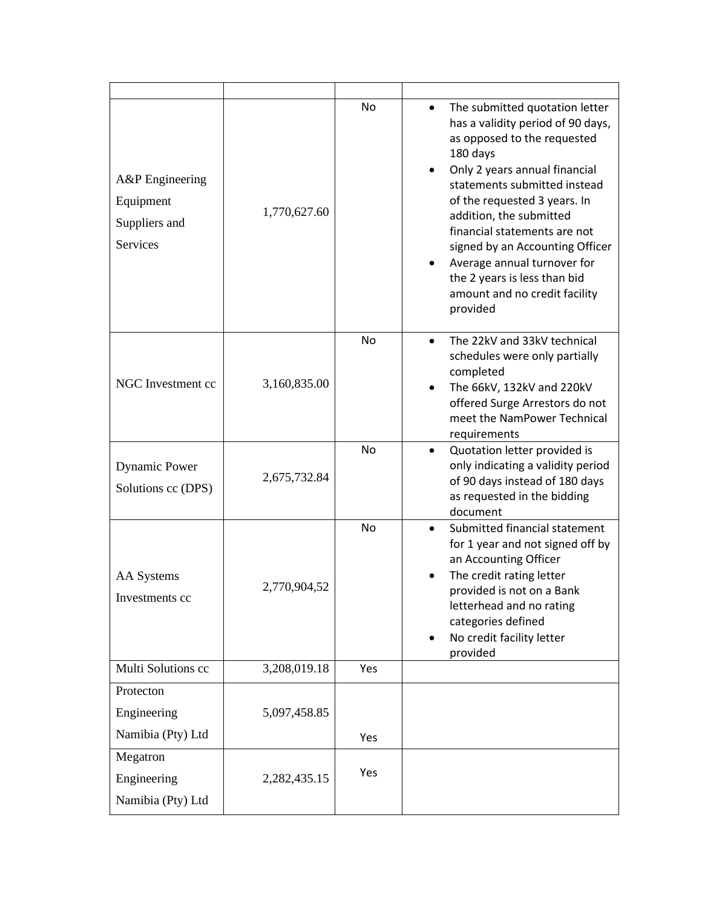| | | | |
|---|---|---|---|
| A&P Engineering Equipment Suppliers and Services | 1,770,627.60 | No | • The submitted quotation letter has a validity period of 90 days, as opposed to the requested 180 days<br>• Only 2 years annual financial statements submitted instead of the requested 3 years. In addition, the submitted financial statements are not signed by an Accounting Officer<br>• Average annual turnover for the 2 years is less than bid amount and no credit facility provided |
| NGC Investment cc | 3,160,835.00 | No | • The 22kV and 33kV technical schedules were only partially completed<br>• The 66kV, 132kV and 220kV offered Surge Arrestors do not meet the NamPower Technical requirements |
| Dynamic Power Solutions cc (DPS) | 2,675,732.84 | No | • Quotation letter provided is only indicating a validity period of 90 days instead of 180 days as requested in the bidding document |
| AA Systems Investments cc | 2,770,904,52 | No | • Submitted financial statement for 1 year and not signed off by an Accounting Officer<br>• The credit rating letter provided is not on a Bank letterhead and no rating categories defined<br>• No credit facility letter provided |
| Multi Solutions cc | 3,208,019.18 | Yes | |
| Protecton Engineering Namibia (Pty) Ltd | 5,097,458.85 | Yes | |
| Megatron Engineering Namibia (Pty) Ltd | 2,282,435.15 | Yes | |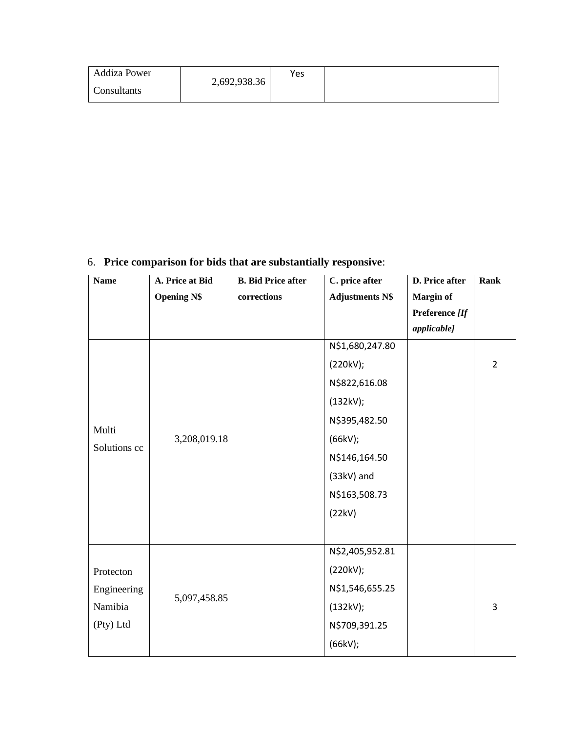| Addiza Power Consultants | 2,692,938.36 | Yes | |
|---|---|---|---|

6. **Price comparison for bids that are substantially responsive**:

| Name | A. Price at Bid Opening N$ | B. Bid Price after corrections | C. price after Adjustments N$ | D. Price after Margin of Preference *[If applicable]* | Rank |
|---|---|---|---|---|---|
| Multi Solutions cc | 3,208,019.18 | | N$1,680,247.80 (220kV); N$822,616.08 (132kV); N$395,482.50 (66kV); N$146,164.50 (33kV) and N$163,508.73 (22kV) | | 2 |
| Protecton Engineering Namibia (Pty) Ltd | 5,097,458.85 | | N$2,405,952.81 (220kV); N$1,546,655.25 (132kV); N$709,391.25 (66kV); | | 3 |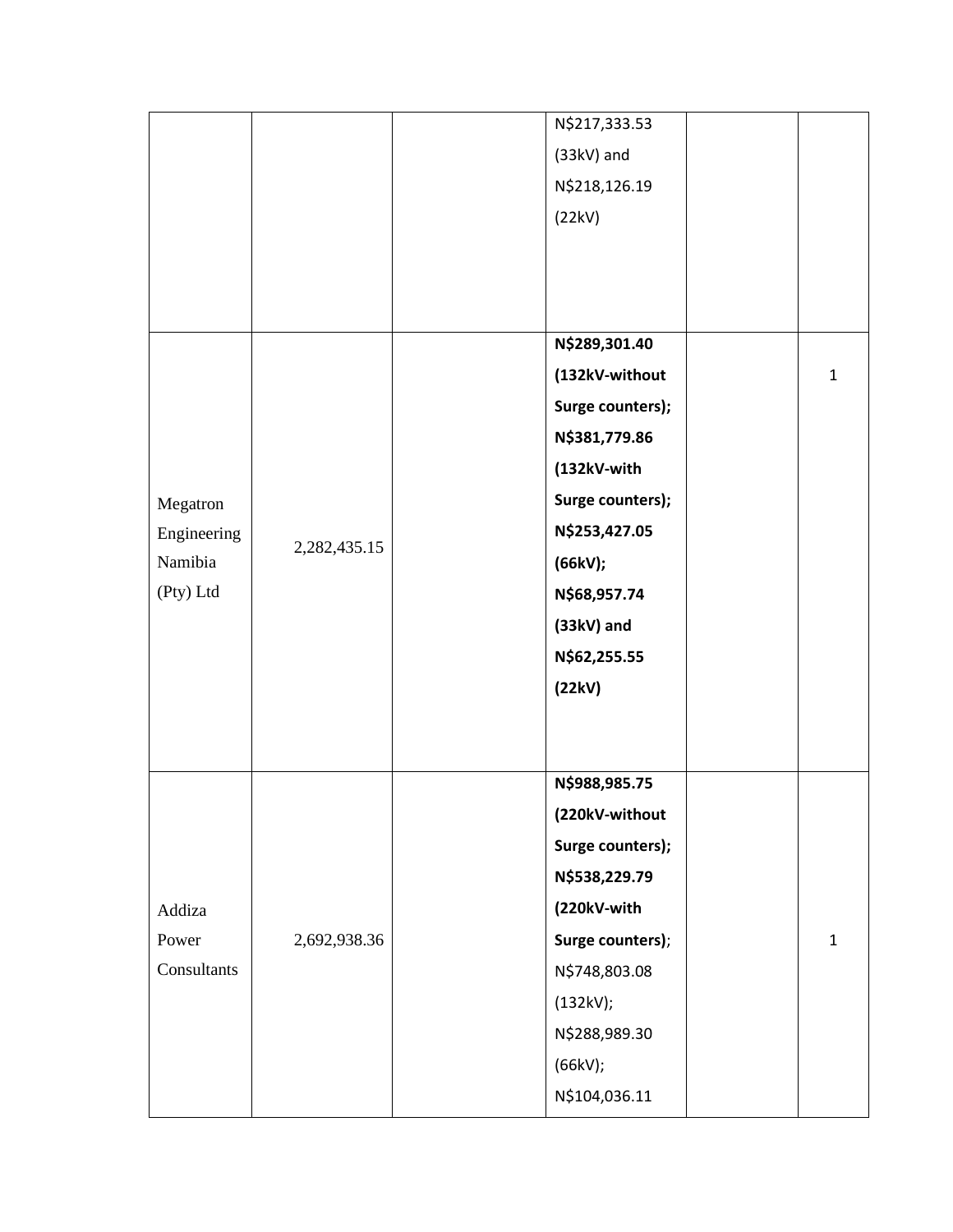|  |  |  | N$217,333.53 (33kV) and N$218,126.19 (22kV) |  |  |
|---|---|---|---|---|---|
| Megatron Engineering Namibia (Pty) Ltd | 2,282,435.15 |  | **N$289,301.40 (132kV-without Surge counters); N$381,779.86 (132kV-with Surge counters); N$253,427.05 (66kV); N$68,957.74 (33kV) and N$62,255.55 (22kV)** |  | 1 |
| Addiza Power Consultants | 2,692,938.36 |  | **N$988,985.75 (220kV-without Surge counters); N$538,229.79 (220kV-with Surge counters)**; N$748,803.08 (132kV); N$288,989.30 (66kV); N$104,036.11 |  | 1 |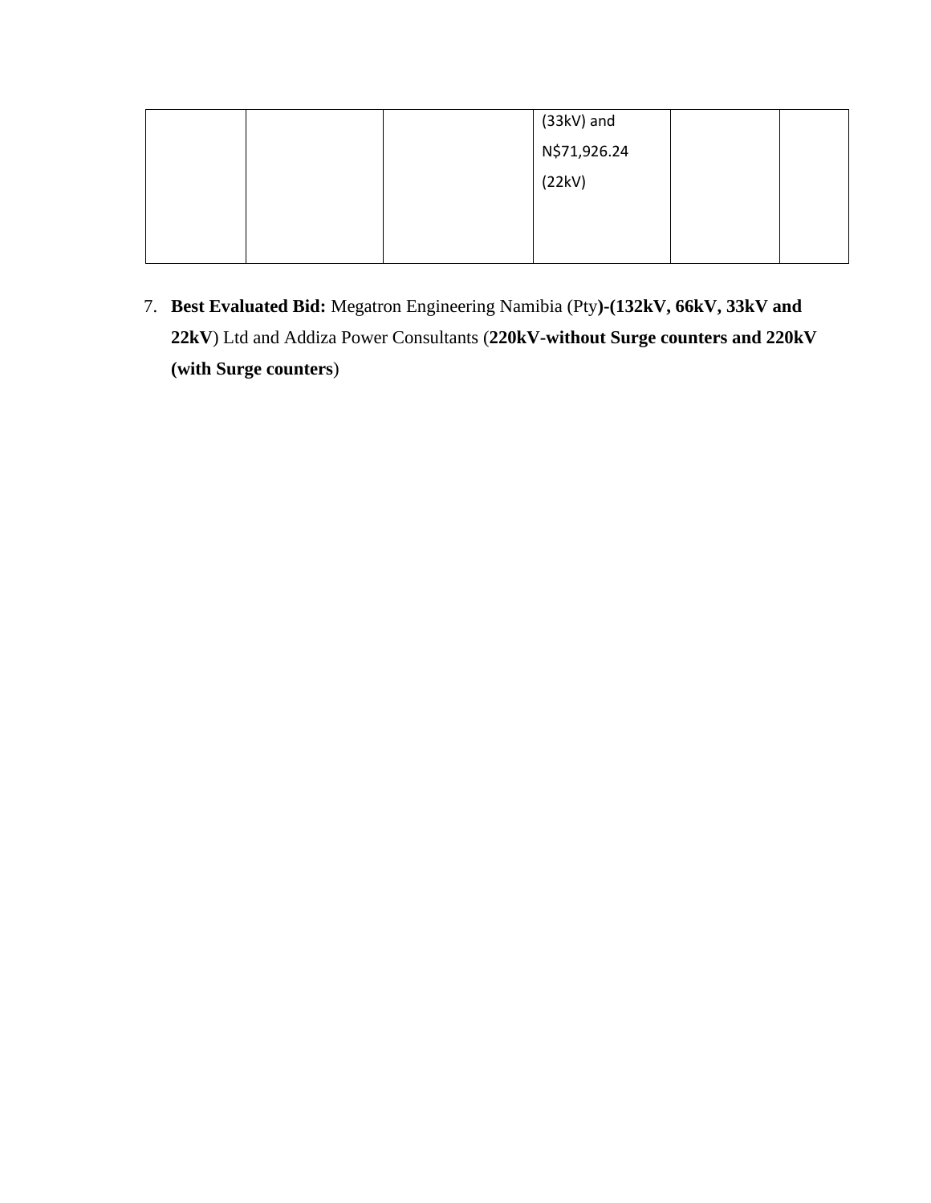| | | | | | |
|---|---|---|---|---|---|
| | | | (33kV) and N$71,926.24 (22kV) | | |

7. **Best Evaluated Bid:** Megatron Engineering Namibia (Pty**)-(132kV, 66kV, 33kV and 22kV**) Ltd and Addiza Power Consultants (**220kV-without Surge counters and 220kV (with Surge counters**)